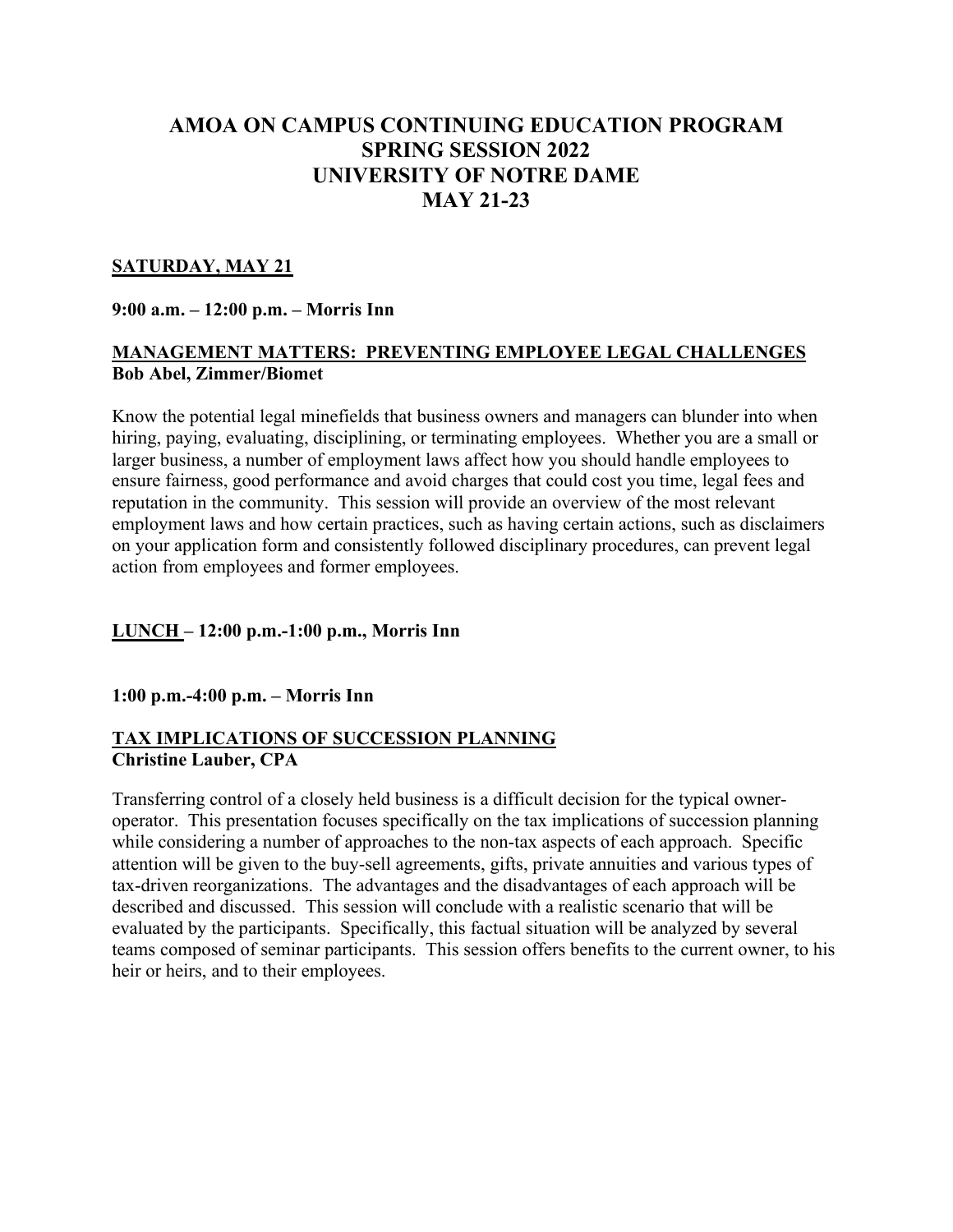# AMOA ON CAMPUS CONTINUING EDUCATION PROGRAM
# SPRING SESSION 2022
# UNIVERSITY OF NOTRE DAME
# MAY 21-23

## SATURDAY, MAY 21

**9:00 a.m. – 12:00 p.m. – Morris Inn**

### MANAGEMENT MATTERS: PREVENTING EMPLOYEE LEGAL CHALLENGES
**Bob Abel, Zimmer/Biomet**

Know the potential legal minefields that business owners and managers can blunder into when hiring, paying, evaluating, disciplining, or terminating employees. Whether you are a small or larger business, a number of employment laws affect how you should handle employees to ensure fairness, good performance and avoid charges that could cost you time, legal fees and reputation in the community. This session will provide an overview of the most relevant employment laws and how certain practices, such as having certain actions, such as disclaimers on your application form and consistently followed disciplinary procedures, can prevent legal action from employees and former employees.

**LUNCH – 12:00 p.m.-1:00 p.m., Morris Inn**

**1:00 p.m.-4:00 p.m. – Morris Inn**

### TAX IMPLICATIONS OF SUCCESSION PLANNING
**Christine Lauber, CPA**

Transferring control of a closely held business is a difficult decision for the typical owner-operator. This presentation focuses specifically on the tax implications of succession planning while considering a number of approaches to the non-tax aspects of each approach. Specific attention will be given to the buy-sell agreements, gifts, private annuities and various types of tax-driven reorganizations. The advantages and the disadvantages of each approach will be described and discussed. This session will conclude with a realistic scenario that will be evaluated by the participants. Specifically, this factual situation will be analyzed by several teams composed of seminar participants. This session offers benefits to the current owner, to his heir or heirs, and to their employees.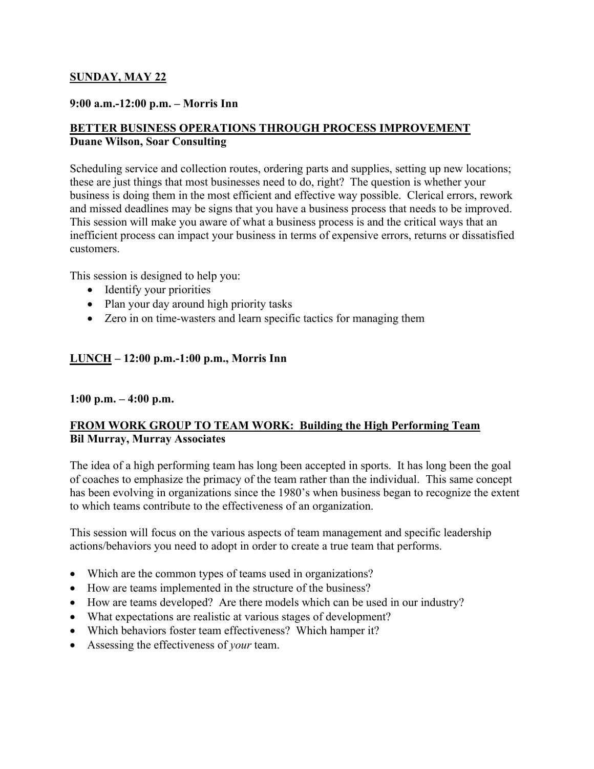**<u>SUNDAY, MAY 22</u>**

**9:00 a.m.-12:00 p.m. – Morris Inn**

**<u>BETTER BUSINESS OPERATIONS THROUGH PROCESS IMPROVEMENT</u>**
**Duane Wilson, Soar Consulting**

Scheduling service and collection routes, ordering parts and supplies, setting up new locations; these are just things that most businesses need to do, right? The question is whether your business is doing them in the most efficient and effective way possible. Clerical errors, rework and missed deadlines may be signs that you have a business process that needs to be improved. This session will make you aware of what a business process is and the critical ways that an inefficient process can impact your business in terms of expensive errors, returns or dissatisfied customers.

This session is designed to help you:

- Identify your priorities
- Plan your day around high priority tasks
- Zero in on time-wasters and learn specific tactics for managing them

**<u>LUNCH</u> – 12:00 p.m.-1:00 p.m., Morris Inn**

**1:00 p.m. – 4:00 p.m.**

**<u>FROM WORK GROUP TO TEAM WORK: Building the High Performing Team</u>**
**Bil Murray, Murray Associates**

The idea of a high performing team has long been accepted in sports. It has long been the goal of coaches to emphasize the primacy of the team rather than the individual. This same concept has been evolving in organizations since the 1980's when business began to recognize the extent to which teams contribute to the effectiveness of an organization.

This session will focus on the various aspects of team management and specific leadership actions/behaviors you need to adopt in order to create a true team that performs.

- Which are the common types of teams used in organizations?
- How are teams implemented in the structure of the business?
- How are teams developed? Are there models which can be used in our industry?
- What expectations are realistic at various stages of development?
- Which behaviors foster team effectiveness? Which hamper it?
- Assessing the effectiveness of *your* team.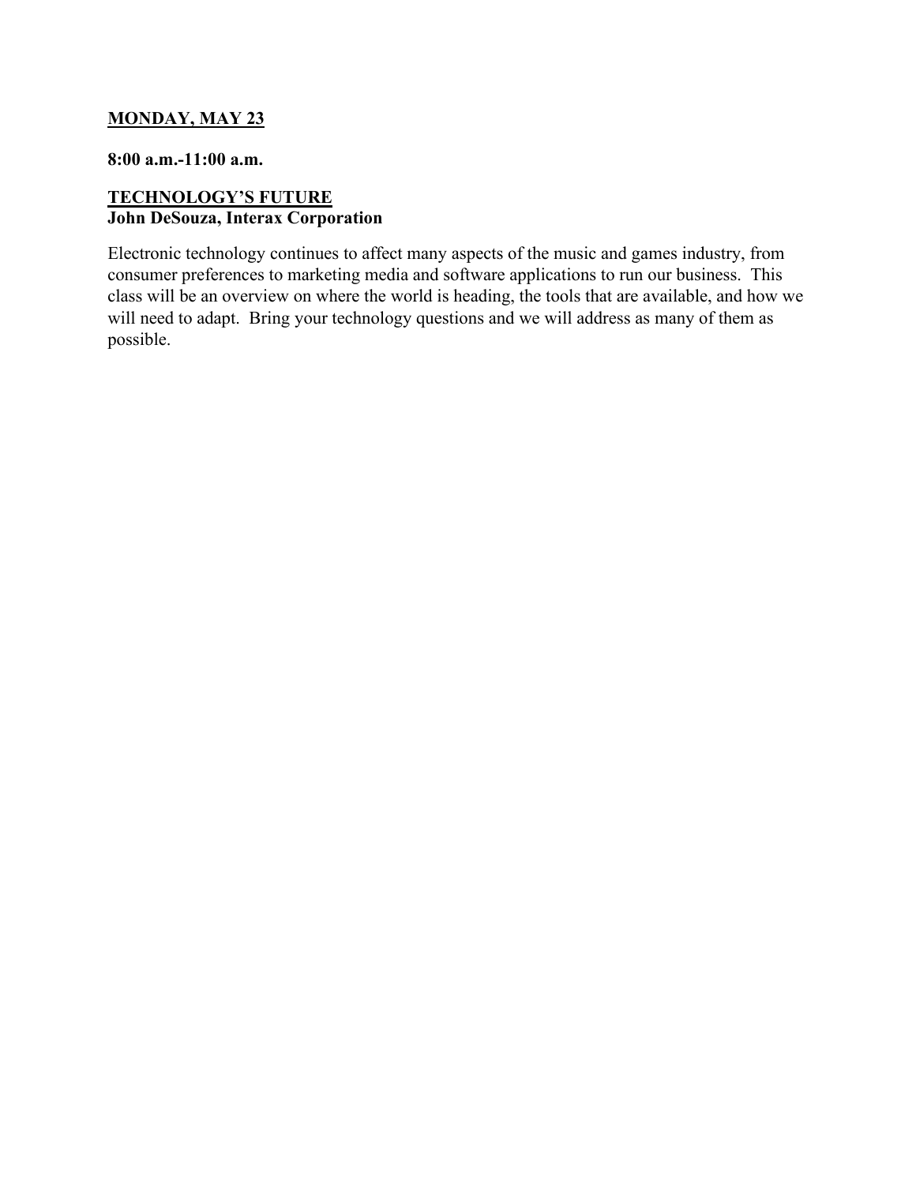**<u>MONDAY, MAY 23</u>**

**8:00 a.m.-11:00 a.m.**

**<u>TECHNOLOGY'S FUTURE</u>**
**John DeSouza, Interax Corporation**

Electronic technology continues to affect many aspects of the music and games industry, from consumer preferences to marketing media and software applications to run our business. This class will be an overview on where the world is heading, the tools that are available, and how we will need to adapt. Bring your technology questions and we will address as many of them as possible.